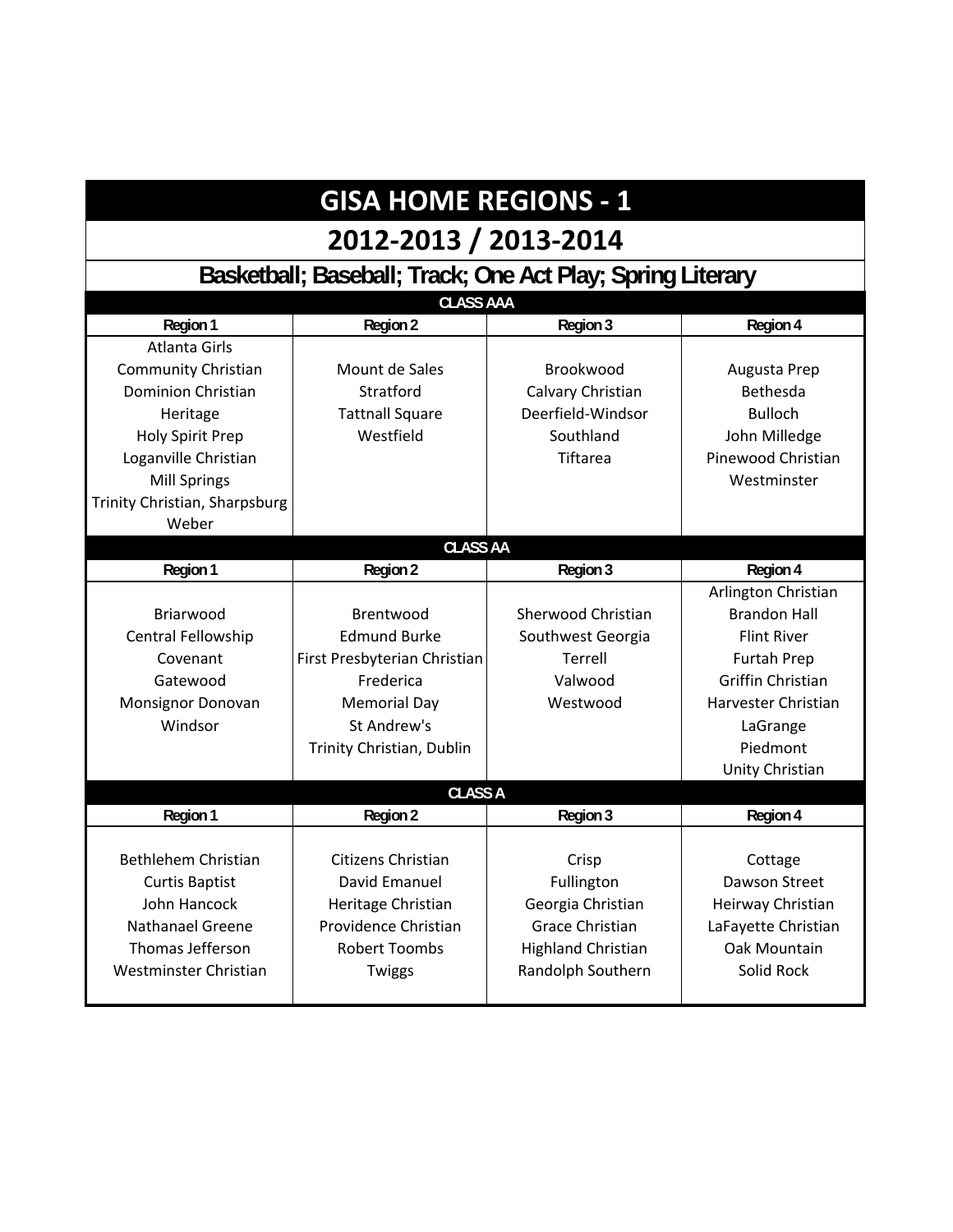# GISA HOME REGIONS - 1

## 2012-2013 / 2013-2014

### Basketball; Baseball; Track; One Act Play; Spring Literary

**CLASS AAA**

| Region 1 | Region 2 | Region 3 | Region 4 |
|---|---|---|---|
| Atlanta Girls | | | |
| Community Christian | Mount de Sales | Brookwood | Augusta Prep |
| Dominion Christian | Stratford | Calvary Christian | Bethesda |
| Heritage | Tattnall Square | Deerfield-Windsor | Bulloch |
| Holy Spirit Prep | Westfield | Southland | John Milledge |
| Loganville Christian | | Tiftarea | Pinewood Christian |
| Mill Springs | | | Westminster |
| Trinity Christian, Sharpsburg | | | |
| Weber | | | |

**CLASS AA**

| Region 1 | Region 2 | Region 3 | Region 4 |
|---|---|---|---|
| | | | Arlington Christian |
| Briarwood | Brentwood | Sherwood Christian | Brandon Hall |
| Central Fellowship | Edmund Burke | Southwest Georgia | Flint River |
| Covenant | First Presbyterian Christian | Terrell | Furtah Prep |
| Gatewood | Frederica | Valwood | Griffin Christian |
| Monsignor Donovan | Memorial Day | Westwood | Harvester Christian |
| Windsor | St Andrew's | | LaGrange |
| | Trinity Christian, Dublin | | Piedmont |
| | | | Unity Christian |

**CLASS A**

| Region 1 | Region 2 | Region 3 | Region 4 |
|---|---|---|---|
| Bethlehem Christian | Citizens Christian | Crisp | Cottage |
| Curtis Baptist | David Emanuel | Fullington | Dawson Street |
| John Hancock | Heritage Christian | Georgia Christian | Heirway Christian |
| Nathanael Greene | Providence Christian | Grace Christian | LaFayette Christian |
| Thomas Jefferson | Robert Toombs | Highland Christian | Oak Mountain |
| Westminster Christian | Twiggs | Randolph Southern | Solid Rock |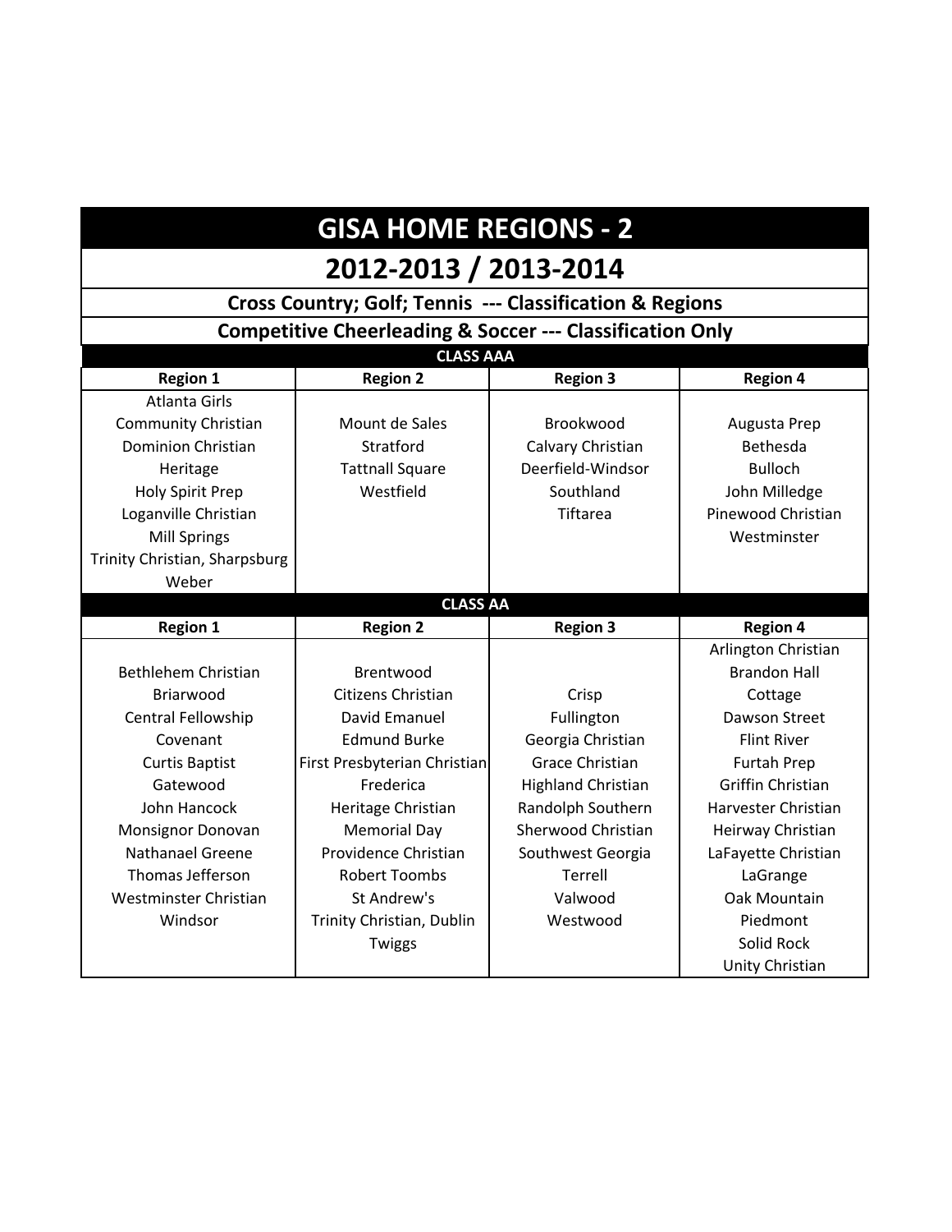# GISA HOME REGIONS - 2

## 2012-2013 / 2013-2014

### Cross Country; Golf; Tennis --- Classification & Regions

### Competitive Cheerleading & Soccer --- Classification Only

**CLASS AAA**

| Region 1 | Region 2 | Region 3 | Region 4 |
|---|---|---|---|
| Atlanta Girls | | | |
| Community Christian | Mount de Sales | Brookwood | Augusta Prep |
| Dominion Christian | Stratford | Calvary Christian | Bethesda |
| Heritage | Tattnall Square | Deerfield-Windsor | Bulloch |
| Holy Spirit Prep | Westfield | Southland | John Milledge |
| Loganville Christian | | Tiftarea | Pinewood Christian |
| Mill Springs | | | Westminster |
| Trinity Christian, Sharpsburg | | | |
| Weber | | | |

**CLASS AA**

| Region 1 | Region 2 | Region 3 | Region 4 |
|---|---|---|---|
| | | | Arlington Christian |
| Bethlehem Christian | Brentwood | | Brandon Hall |
| Briarwood | Citizens Christian | Crisp | Cottage |
| Central Fellowship | David Emanuel | Fullington | Dawson Street |
| Covenant | Edmund Burke | Georgia Christian | Flint River |
| Curtis Baptist | First Presbyterian Christian | Grace Christian | Furtah Prep |
| Gatewood | Frederica | Highland Christian | Griffin Christian |
| John Hancock | Heritage Christian | Randolph Southern | Harvester Christian |
| Monsignor Donovan | Memorial Day | Sherwood Christian | Heirway Christian |
| Nathanael Greene | Providence Christian | Southwest Georgia | LaFayette Christian |
| Thomas Jefferson | Robert Toombs | Terrell | LaGrange |
| Westminster Christian | St Andrew's | Valwood | Oak Mountain |
| Windsor | Trinity Christian, Dublin | Westwood | Piedmont |
| | Twiggs | | Solid Rock |
| | | | Unity Christian |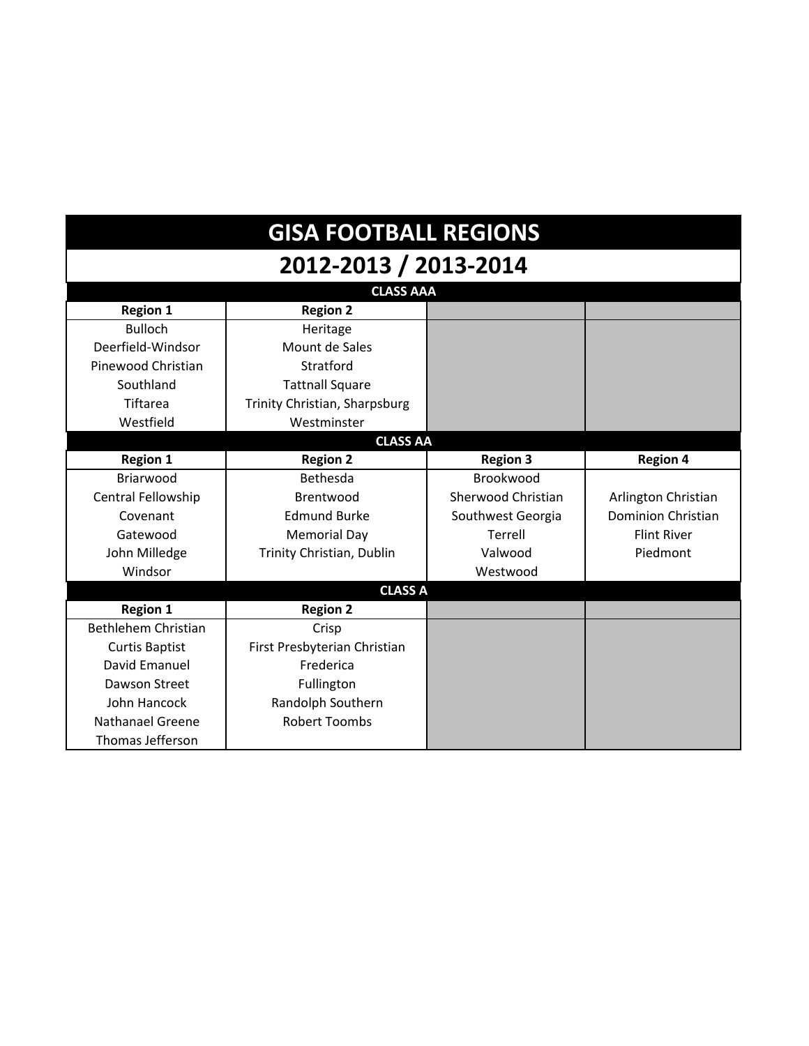# GISA FOOTBALL REGIONS

## 2012-2013 / 2013-2014

### CLASS AAA

| Region 1 | Region 2 | | |
|---|---|---|---|
| Bulloch | Heritage | | |
| Deerfield-Windsor | Mount de Sales | | |
| Pinewood Christian | Stratford | | |
| Southland | Tattnall Square | | |
| Tiftarea | Trinity Christian, Sharpsburg | | |
| Westfield | Westminster | | |

### CLASS AA

| Region 1 | Region 2 | Region 3 | Region 4 |
|---|---|---|---|
| Briarwood | Bethesda | Brookwood | |
| Central Fellowship | Brentwood | Sherwood Christian | Arlington Christian |
| Covenant | Edmund Burke | Southwest Georgia | Dominion Christian |
| Gatewood | Memorial Day | Terrell | Flint River |
| John Milledge | Trinity Christian, Dublin | Valwood | Piedmont |
| Windsor | | Westwood | |

### CLASS A

| Region 1 | Region 2 | | |
|---|---|---|---|
| Bethlehem Christian | Crisp | | |
| Curtis Baptist | First Presbyterian Christian | | |
| David Emanuel | Frederica | | |
| Dawson Street | Fullington | | |
| John Hancock | Randolph Southern | | |
| Nathanael Greene | Robert Toombs | | |
| Thomas Jefferson | | | |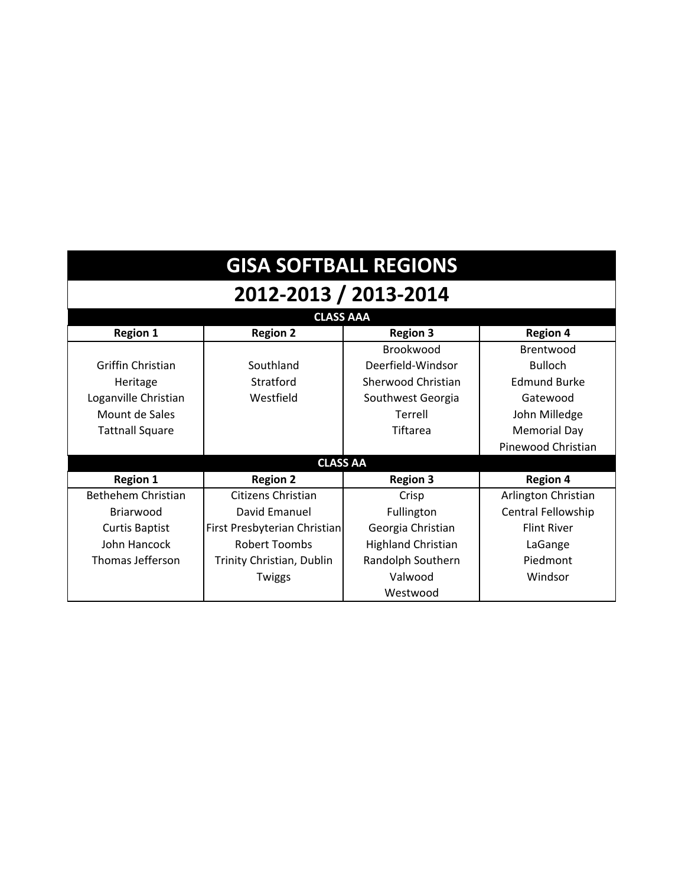# GISA SOFTBALL REGIONS

## 2012-2013 / 2013-2014

### CLASS AAA

| Region 1 | Region 2 | Region 3 | Region 4 |
|---|---|---|---|
| | | Brookwood | Brentwood |
| Griffin Christian | Southland | Deerfield-Windsor | Bulloch |
| Heritage | Stratford | Sherwood Christian | Edmund Burke |
| Loganville Christian | Westfield | Southwest Georgia | Gatewood |
| Mount de Sales | | Terrell | John Milledge |
| Tattnall Square | | Tiftarea | Memorial Day |
| | | | Pinewood Christian |

### CLASS AA

| Region 1 | Region 2 | Region 3 | Region 4 |
|---|---|---|---|
| Bethehem Christian | Citizens Christian | Crisp | Arlington Christian |
| Briarwood | David Emanuel | Fullington | Central Fellowship |
| Curtis Baptist | First Presbyterian Christian | Georgia Christian | Flint River |
| John Hancock | Robert Toombs | Highland Christian | LaGange |
| Thomas Jefferson | Trinity Christian, Dublin | Randolph Southern | Piedmont |
| | Twiggs | Valwood | Windsor |
| | | Westwood | |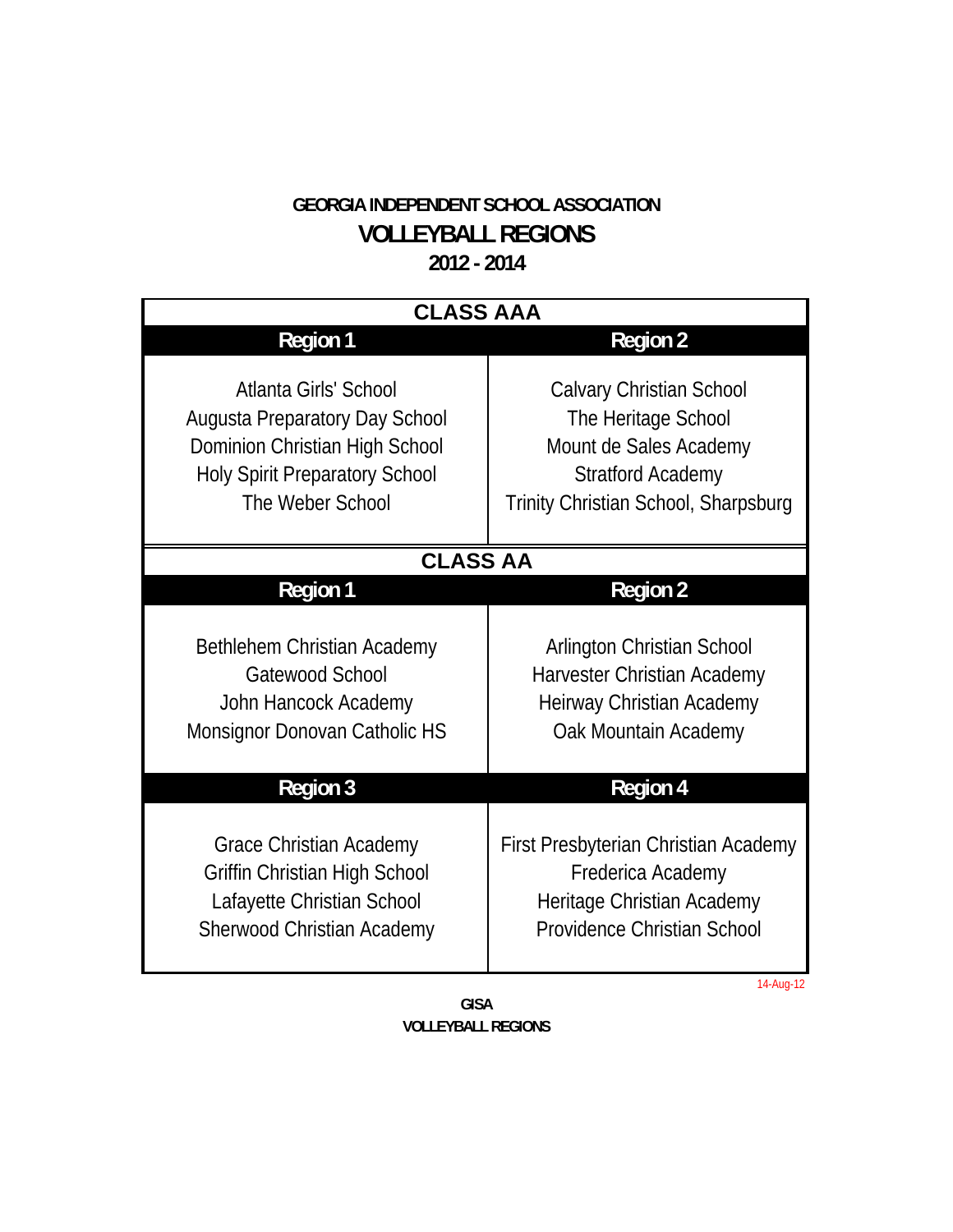**GEORGIA INDEPENDENT SCHOOL ASSOCIATION**

# VOLLEYBALL REGIONS

**2012 - 2014**

## CLASS AAA

| Region 1 | Region 2 |
|---|---|
| Atlanta Girls' School | Calvary Christian School |
| Augusta Preparatory Day School | The Heritage School |
| Dominion Christian High School | Mount de Sales Academy |
| Holy Spirit Preparatory School | Stratford Academy |
| The Weber School | Trinity Christian School, Sharpsburg |

## CLASS AA

| Region 1 | Region 2 |
|---|---|
| Bethlehem Christian Academy | Arlington Christian School |
| Gatewood School | Harvester Christian Academy |
| John Hancock Academy | Heirway Christian Academy |
| Monsignor Donovan Catholic HS | Oak Mountain Academy |

| Region 3 | Region 4 |
|---|---|
| Grace Christian Academy | First Presbyterian Christian Academy |
| Griffin Christian High School | Frederica Academy |
| Lafayette Christian School | Heritage Christian Academy |
| Sherwood Christian Academy | Providence Christian School |

14-Aug-12

**GISA**
**VOLLEYBALL REGIONS**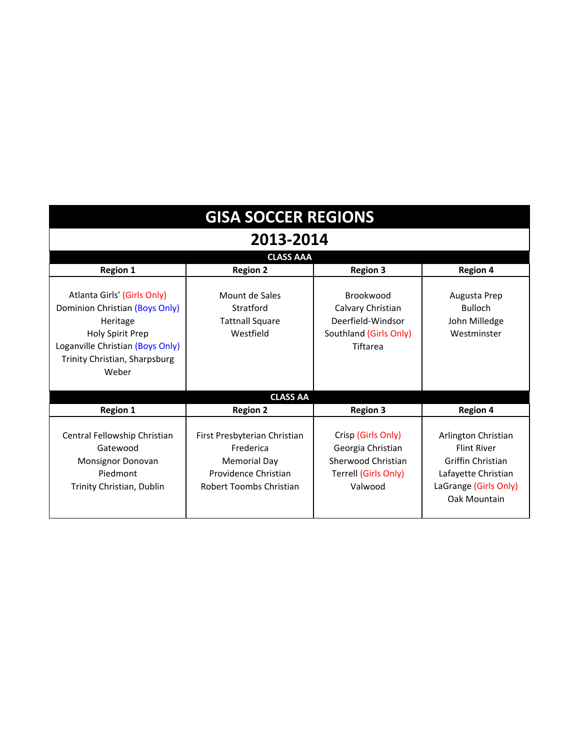# GISA SOCCER REGIONS

## 2013-2014

### CLASS AAA

| Region 1 | Region 2 | Region 3 | Region 4 |
|---|---|---|---|
| Atlanta Girls' (Girls Only)<br>Dominion Christian (Boys Only)<br>Heritage<br>Holy Spirit Prep<br>Loganville Christian (Boys Only)<br>Trinity Christian, Sharpsburg<br>Weber | Mount de Sales<br>Stratford<br>Tattnall Square<br>Westfield | Brookwood<br>Calvary Christian<br>Deerfield-Windsor<br>Southland (Girls Only)<br>Tiftarea | Augusta Prep<br>Bulloch<br>John Milledge<br>Westminster |

### CLASS AA

| Region 1 | Region 2 | Region 3 | Region 4 |
|---|---|---|---|
| Central Fellowship Christian<br>Gatewood<br>Monsignor Donovan<br>Piedmont<br>Trinity Christian, Dublin | First Presbyterian Christian<br>Frederica<br>Memorial Day<br>Providence Christian<br>Robert Toombs Christian | Crisp (Girls Only)<br>Georgia Christian<br>Sherwood Christian<br>Terrell (Girls Only)<br>Valwood | Arlington Christian<br>Flint River<br>Griffin Christian<br>Lafayette Christian<br>LaGrange (Girls Only)<br>Oak Mountain |